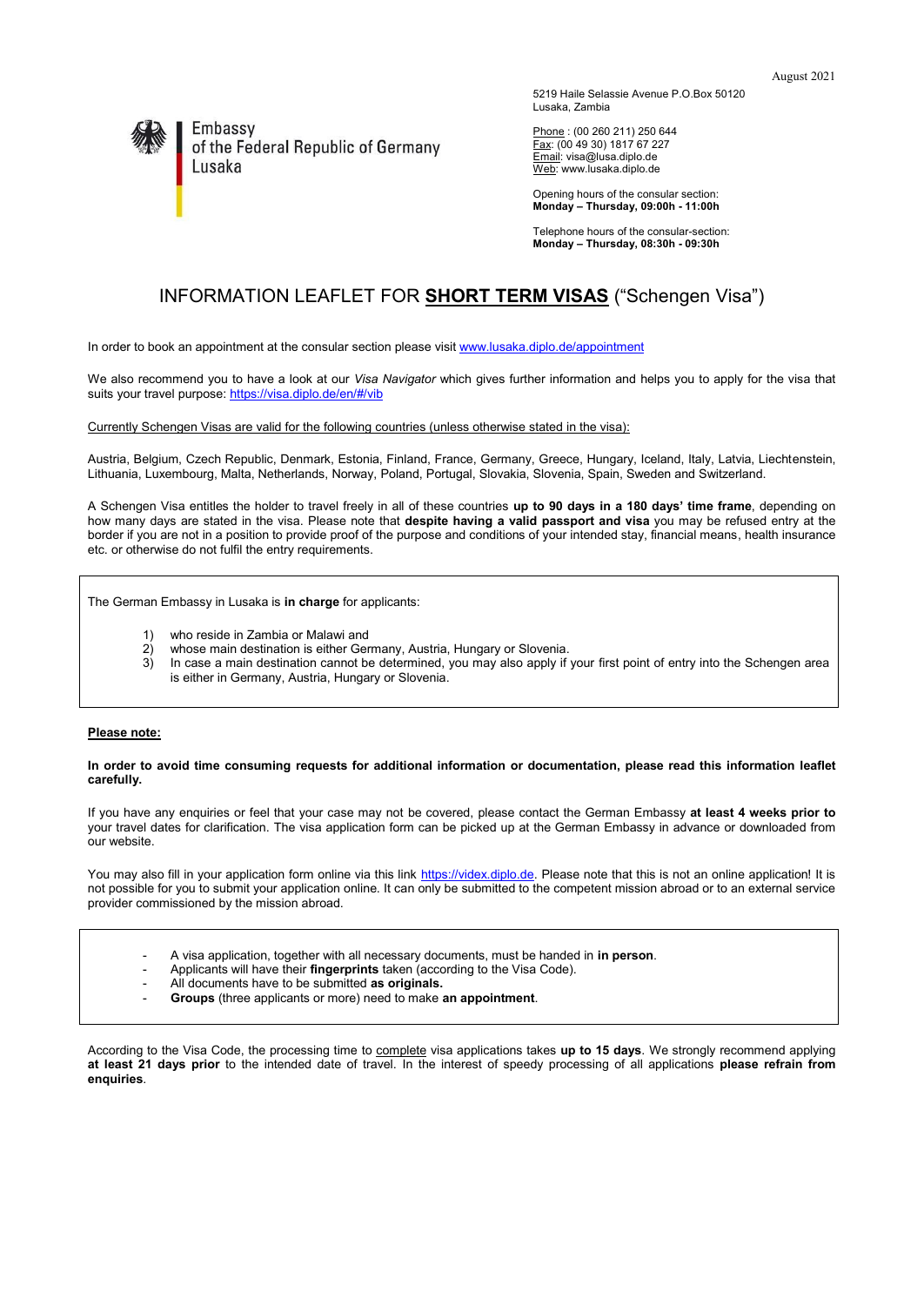August 2021

Embassy
of the Federal Republic of Germany
Lusaka

5219 Haile Selassie Avenue P.O.Box 50120
Lusaka, Zambia

Phone : (00 260 211) 250 644
Fax: (00 49 30) 1817 67 227
Email: visa@lusa.diplo.de
Web: www.lusaka.diplo.de

Opening hours of the consular section:
**Monday – Thursday, 09:00h - 11:00h**

Telephone hours of the consular-section:
**Monday – Thursday, 08:30h - 09:30h**

# INFORMATION LEAFLET FOR **SHORT TERM VISAS** ("Schengen Visa")

In order to book an appointment at the consular section please visit [www.lusaka.diplo.de/appointment](www.lusaka.diplo.de/appointment)

We also recommend you to have a look at our *Visa Navigator* which gives further information and helps you to apply for the visa that suits your travel purpose: [https://visa.diplo.de/en/#/vib](https://visa.diplo.de/en/#/vib)

Currently Schengen Visas are valid for the following countries (unless otherwise stated in the visa):

Austria, Belgium, Czech Republic, Denmark, Estonia, Finland, France, Germany, Greece, Hungary, Iceland, Italy, Latvia, Liechtenstein, Lithuania, Luxembourg, Malta, Netherlands, Norway, Poland, Portugal, Slovakia, Slovenia, Spain, Sweden and Switzerland.

A Schengen Visa entitles the holder to travel freely in all of these countries **up to 90 days in a 180 days' time frame**, depending on how many days are stated in the visa. Please note that **despite having a valid passport and visa** you may be refused entry at the border if you are not in a position to provide proof of the purpose and conditions of your intended stay, financial means, health insurance etc. or otherwise do not fulfil the entry requirements.

The German Embassy in Lusaka is **in charge** for applicants:

1) who reside in Zambia or Malawi and
2) whose main destination is either Germany, Austria, Hungary or Slovenia.
3) In case a main destination cannot be determined, you may also apply if your first point of entry into the Schengen area is either in Germany, Austria, Hungary or Slovenia.

**Please note:**

**In order to avoid time consuming requests for additional information or documentation, please read this information leaflet carefully.**

If you have any enquiries or feel that your case may not be covered, please contact the German Embassy **at least 4 weeks prior to** your travel dates for clarification. The visa application form can be picked up at the German Embassy in advance or downloaded from our website.

You may also fill in your application form online via this link [https://videx.diplo.de](https://videx.diplo.de). Please note that this is not an online application! It is not possible for you to submit your application online. It can only be submitted to the competent mission abroad or to an external service provider commissioned by the mission abroad.

- A visa application, together with all necessary documents, must be handed in **in person**.
- Applicants will have their **fingerprints** taken (according to the Visa Code).
- All documents have to be submitted **as originals.**
- **Groups** (three applicants or more) need to make **an appointment**.

According to the Visa Code, the processing time to complete visa applications takes **up to 15 days**. We strongly recommend applying **at least 21 days prior** to the intended date of travel. In the interest of speedy processing of all applications **please refrain from enquiries**.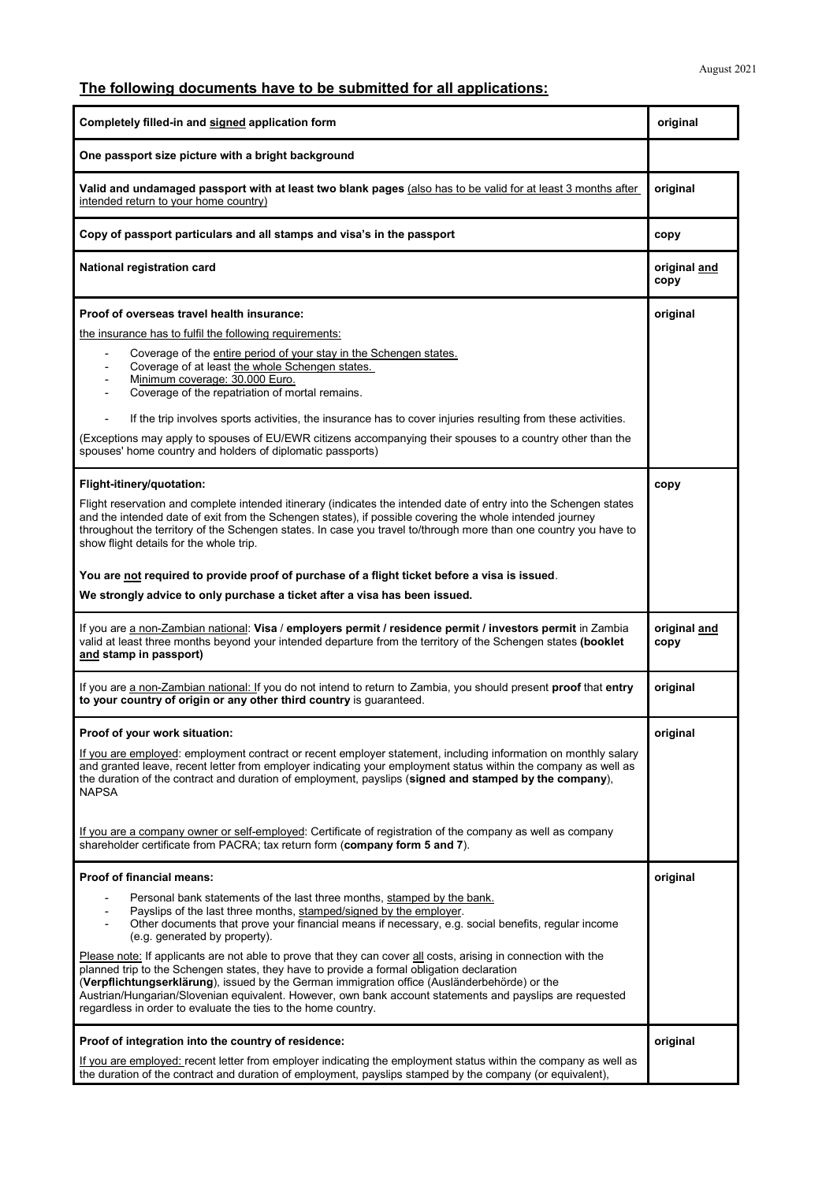## The following documents have to be submitted for all applications:

| Completely filled-in and signed application form | original |
|---|---|
| **One passport size picture with a bright background** | |
| **Valid and undamaged passport with at least two blank pages** (also has to be valid for at least 3 months after intended return to your home country) | original |
| **Copy of passport particulars and all stamps and visa's in the passport** | copy |
| **National registration card** | original and copy |
| **Proof of overseas travel health insurance:**<br>the insurance has to fulfil the following requirements:<br>- Coverage of the entire period of your stay in the Schengen states.<br>- Coverage of at least the whole Schengen states.<br>- Minimum coverage: 30.000 Euro.<br>- Coverage of the repatriation of mortal remains.<br>- If the trip involves sports activities, the insurance has to cover injuries resulting from these activities.<br>(Exceptions may apply to spouses of EU/EWR citizens accompanying their spouses to a country other than the spouses' home country and holders of diplomatic passports) | original |
| **Flight-itinery/quotation:**<br>Flight reservation and complete intended itinerary (indicates the intended date of entry into the Schengen states and the intended date of exit from the Schengen states), if possible covering the whole intended journey throughout the territory of the Schengen states. In case you travel to/through more than one country you have to show flight details for the whole trip.<br>**You are not required to provide proof of purchase of a flight ticket before a visa is issued**.<br>**We strongly advice to only purchase a ticket after a visa has been issued.** | copy |
| If you are a non-Zambian national: **Visa** / **employers permit / residence permit / investors permit** in Zambia valid at least three months beyond your intended departure from the territory of the Schengen states **(booklet and stamp in passport)** | original and copy |
| If you are a non-Zambian national: If you do not intend to return to Zambia, you should present **proof** that **entry to your country of origin or any other third country** is guaranteed. | original |
| **Proof of your work situation:**<br>If you are employed: employment contract or recent employer statement, including information on monthly salary and granted leave, recent letter from employer indicating your employment status within the company as well as the duration of the contract and duration of employment, payslips (**signed and stamped by the company**), NAPSA<br>If you are a company owner or self-employed: Certificate of registration of the company as well as company shareholder certificate from PACRA; tax return form (**company form 5 and 7**). | original |
| **Proof of financial means:**<br>- Personal bank statements of the last three months, stamped by the bank.<br>- Payslips of the last three months, stamped/signed by the employer.<br>- Other documents that prove your financial means if necessary, e.g. social benefits, regular income (e.g. generated by property).<br>Please note: If applicants are not able to prove that they can cover all costs, arising in connection with the planned trip to the Schengen states, they have to provide a formal obligation declaration (**Verpflichtungserklärung**), issued by the German immigration office (Ausländerbehörde) or the Austrian/Hungarian/Slovenian equivalent. However, own bank account statements and payslips are requested regardless in order to evaluate the ties to the home country. | original |
| **Proof of integration into the country of residence:**<br>If you are employed: recent letter from employer indicating the employment status within the company as well as the duration of the contract and duration of employment, payslips stamped by the company (or equivalent), | original |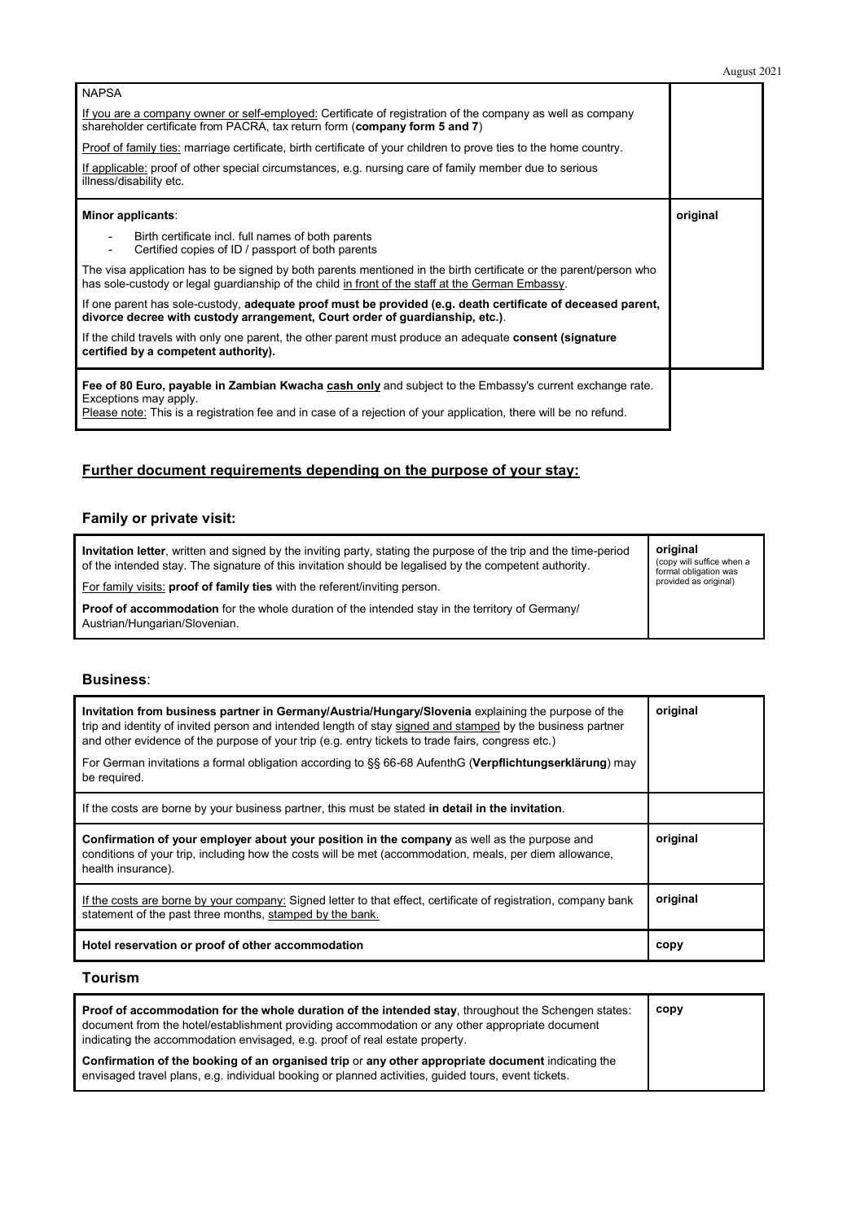| | |
|---|---|
| NAPSA<br><br><u>If you are a company owner or self-employed:</u> Certificate of registration of the company as well as company shareholder certificate from PACRA, tax return form (**company form 5 and 7**)<br><br><u>Proof of family ties:</u> marriage certificate, birth certificate of your children to prove ties to the home country.<br><br><u>If applicable:</u> proof of other special circumstances, e.g. nursing care of family member due to serious illness/disability etc. | |
| **Minor applicants**:<br><br>- Birth certificate incl. full names of both parents<br>- Certified copies of ID / passport of both parents<br><br>The visa application has to be signed by both parents mentioned in the birth certificate or the parent/person who has sole-custody or legal guardianship of the child <u>in front of the staff at the German Embassy</u>.<br><br>If one parent has sole-custody, **adequate proof must be provided (e.g. death certificate of deceased parent, divorce decree with custody arrangement, Court order of guardianship, etc.)**.<br><br>If the child travels with only one parent, the other parent must produce an adequate **consent (signature certified by a competent authority).** | **original** |
| **Fee of 80 Euro, payable in Zambian Kwacha <u>cash only</u>** and subject to the Embassy's current exchange rate. Exceptions may apply.<br><u>Please note:</u> This is a registration fee and in case of a rejection of your application, there will be no refund. | |

## <u>Further document requirements depending on the purpose of your stay:</u>

### Family or private visit:

| | |
|---|---|
| **Invitation letter**, written and signed by the inviting party, stating the purpose of the trip and the time-period of the intended stay. The signature of this invitation should be legalised by the competent authority.<br><br><u>For family visits:</u> **proof of family ties** with the referent/inviting person.<br><br>**Proof of accommodation** for the whole duration of the intended stay in the territory of Germany/ Austrian/Hungarian/Slovenian. | **original**<br>(copy will suffice when a formal obligation was provided as original) |

### Business:

| | |
|---|---|
| **Invitation from business partner in Germany/Austria/Hungary/Slovenia** explaining the purpose of the trip and identity of invited person and intended length of stay <u>signed and stamped</u> by the business partner and other evidence of the purpose of your trip (e.g. entry tickets to trade fairs, congress etc.)<br><br>For German invitations a formal obligation according to §§ 66-68 AufenthG (**Verpflichtungserklärung**) may be required. | **original** |
| If the costs are borne by your business partner, this must be stated **in detail in the invitation**. | |
| **Confirmation of your employer about your position in the company** as well as the purpose and conditions of your trip, including how the costs will be met (accommodation, meals, per diem allowance, health insurance). | **original** |
| <u>If the costs are borne by your company:</u> Signed letter to that effect, certificate of registration, company bank statement of the past three months, <u>stamped by the bank.</u> | **original** |
| **Hotel reservation or proof of other accommodation** | **copy** |

### Tourism

| | |
|---|---|
| **Proof of accommodation for the whole duration of the intended stay**, throughout the Schengen states: document from the hotel/establishment providing accommodation or any other appropriate document indicating the accommodation envisaged, e.g. proof of real estate property.<br><br>**Confirmation of the booking of an organised trip** or **any other appropriate document** indicating the envisaged travel plans, e.g. individual booking or planned activities, guided tours, event tickets. | **copy** |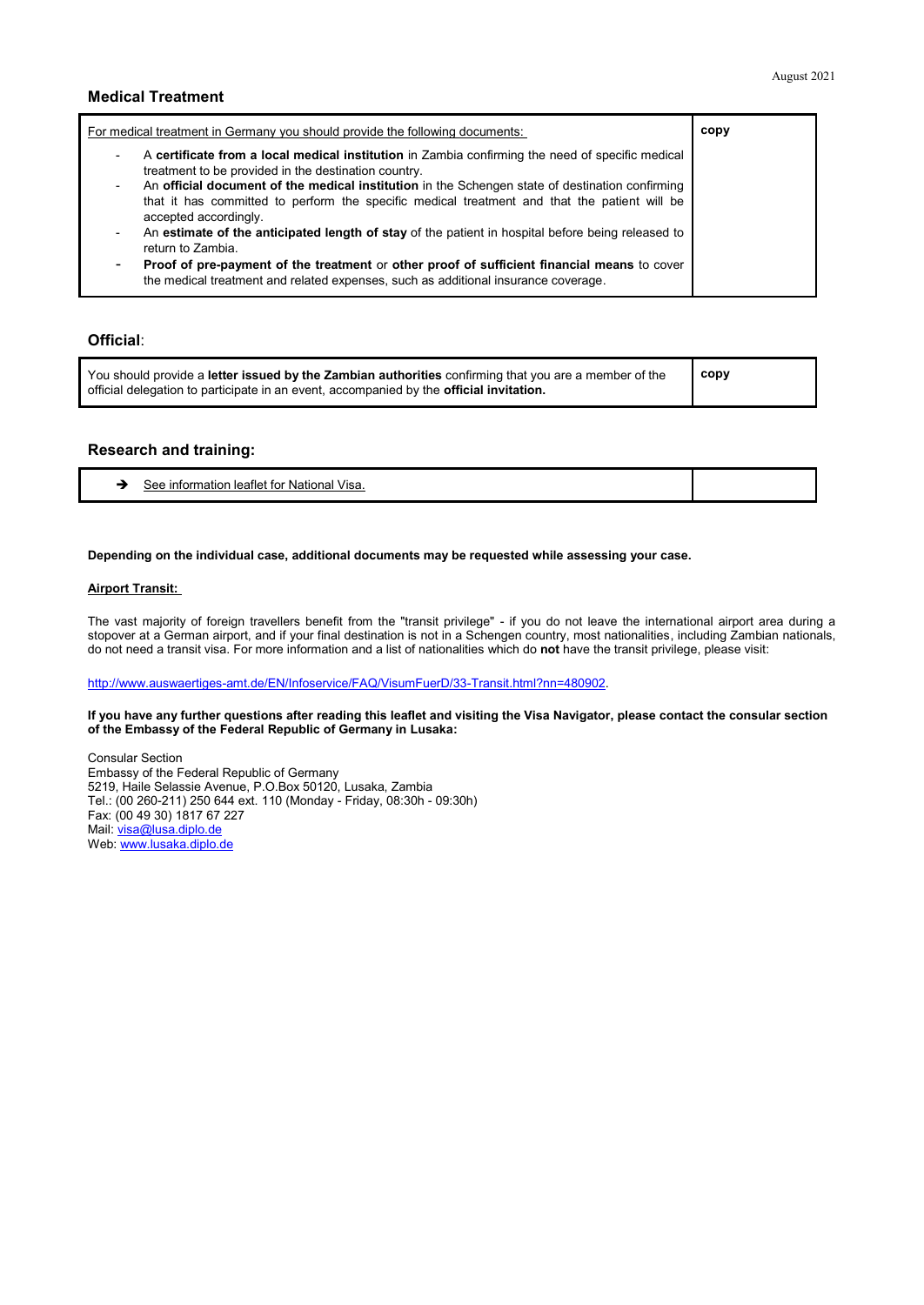## Medical Treatment

| For medical treatment in Germany you should provide the following documents: | copy |
|---|---|
| - A **certificate from a local medical institution** in Zambia confirming the need of specific medical treatment to be provided in the destination country.<br>- An **official document of the medical institution** in the Schengen state of destination confirming that it has committed to perform the specific medical treatment and that the patient will be accepted accordingly.<br>- An **estimate of the anticipated length of stay** of the patient in hospital before being released to return to Zambia.<br>- **Proof of pre-payment of the treatment** or **other proof of sufficient financial means** to cover the medical treatment and related expenses, such as additional insurance coverage. | |

## Official:

| | |
|---|---|
| You should provide a **letter issued by the Zambian authorities** confirming that you are a member of the official delegation to participate in an event, accompanied by the **official invitation.** | **copy** |

## Research and training:

| | |
|---|---|
| ➔ See information leaflet for National Visa. | |

**Depending on the individual case, additional documents may be requested while assessing your case.**

**Airport Transit:**

The vast majority of foreign travellers benefit from the "transit privilege" - if you do not leave the international airport area during a stopover at a German airport, and if your final destination is not in a Schengen country, most nationalities, including Zambian nationals, do not need a transit visa. For more information and a list of nationalities which do **not** have the transit privilege, please visit:

http://www.auswaertiges-amt.de/EN/Infoservice/FAQ/VisumFuerD/33-Transit.html?nn=480902.

**If you have any further questions after reading this leaflet and visiting the Visa Navigator, please contact the consular section of the Embassy of the Federal Republic of Germany in Lusaka:**

Consular Section
Embassy of the Federal Republic of Germany
5219, Haile Selassie Avenue, P.O.Box 50120, Lusaka, Zambia
Tel.: (00 260-211) 250 644 ext. 110 (Monday - Friday, 08:30h - 09:30h)
Fax: (00 49 30) 1817 67 227
Mail: visa@lusa.diplo.de
Web: www.lusaka.diplo.de